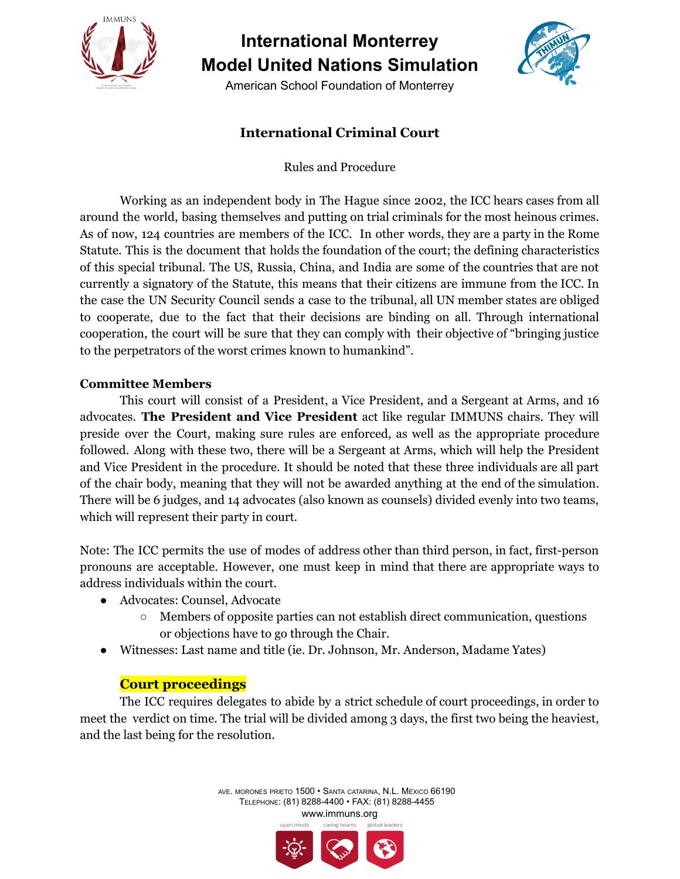# International Monterrey Model United Nations Simulation

American School Foundation of Monterrey

## International Criminal Court

Rules and Procedure

Working as an independent body in The Hague since 2002, the ICC hears cases from all around the world, basing themselves and putting on trial criminals for the most heinous crimes. As of now, 124 countries are members of the ICC. In other words, they are a party in the Rome Statute. This is the document that holds the foundation of the court; the defining characteristics of this special tribunal. The US, Russia, China, and India are some of the countries that are not currently a signatory of the Statute, this means that their citizens are immune from the ICC. In the case the UN Security Council sends a case to the tribunal, all UN member states are obliged to cooperate, due to the fact that their decisions are binding on all. Through international cooperation, the court will be sure that they can comply with their objective of "bringing justice to the perpetrators of the worst crimes known to humankind".

### Committee Members

This court will consist of a President, a Vice President, and a Sergeant at Arms, and 16 advocates. **The President and Vice President** act like regular IMMUNS chairs. They will preside over the Court, making sure rules are enforced, as well as the appropriate procedure followed. Along with these two, there will be a Sergeant at Arms, which will help the President and Vice President in the procedure. It should be noted that these three individuals are all part of the chair body, meaning that they will not be awarded anything at the end of the simulation. There will be 6 judges, and 14 advocates (also known as counsels) divided evenly into two teams, which will represent their party in court.

Note: The ICC permits the use of modes of address other than third person, in fact, first-person pronouns are acceptable. However, one must keep in mind that there are appropriate ways to address individuals within the court.

- Advocates: Counsel, Advocate
  - Members of opposite parties can not establish direct communication, questions or objections have to go through the Chair.
- Witnesses: Last name and title (ie. Dr. Johnson, Mr. Anderson, Madame Yates)

### Court proceedings

The ICC requires delegates to abide by a strict schedule of court proceedings, in order to meet the verdict on time. The trial will be divided among 3 days, the first two being the heaviest, and the last being for the resolution.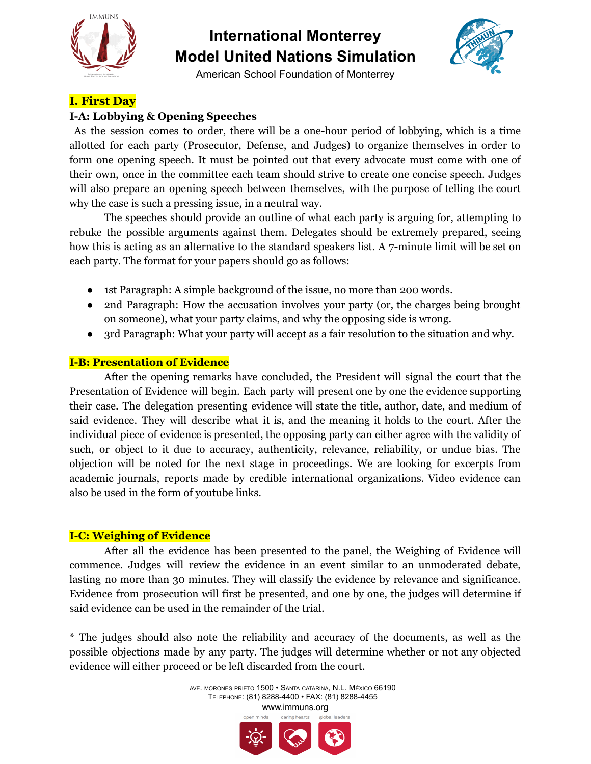## I. First Day

### I-A: Lobbying & Opening Speeches

As the session comes to order, there will be a one-hour period of lobbying, which is a time allotted for each party (Prosecutor, Defense, and Judges) to organize themselves in order to form one opening speech. It must be pointed out that every advocate must come with one of their own, once in the committee each team should strive to create one concise speech. Judges will also prepare an opening speech between themselves, with the purpose of telling the court why the case is such a pressing issue, in a neutral way.

The speeches should provide an outline of what each party is arguing for, attempting to rebuke the possible arguments against them. Delegates should be extremely prepared, seeing how this is acting as an alternative to the standard speakers list. A 7-minute limit will be set on each party. The format for your papers should go as follows:

- 1st Paragraph: A simple background of the issue, no more than 200 words.
- 2nd Paragraph: How the accusation involves your party (or, the charges being brought on someone), what your party claims, and why the opposing side is wrong.
- 3rd Paragraph: What your party will accept as a fair resolution to the situation and why.

### I-B: Presentation of Evidence

After the opening remarks have concluded, the President will signal the court that the Presentation of Evidence will begin. Each party will present one by one the evidence supporting their case. The delegation presenting evidence will state the title, author, date, and medium of said evidence. They will describe what it is, and the meaning it holds to the court. After the individual piece of evidence is presented, the opposing party can either agree with the validity of such, or object to it due to accuracy, authenticity, relevance, reliability, or undue bias. The objection will be noted for the next stage in proceedings. We are looking for excerpts from academic journals, reports made by credible international organizations. Video evidence can also be used in the form of youtube links.

### I-C: Weighing of Evidence

After all the evidence has been presented to the panel, the Weighing of Evidence will commence. Judges will review the evidence in an event similar to an unmoderated debate, lasting no more than 30 minutes. They will classify the evidence by relevance and significance. Evidence from prosecution will first be presented, and one by one, the judges will determine if said evidence can be used in the remainder of the trial.

* The judges should also note the reliability and accuracy of the documents, as well as the possible objections made by any party. The judges will determine whether or not any objected evidence will either proceed or be left discarded from the court.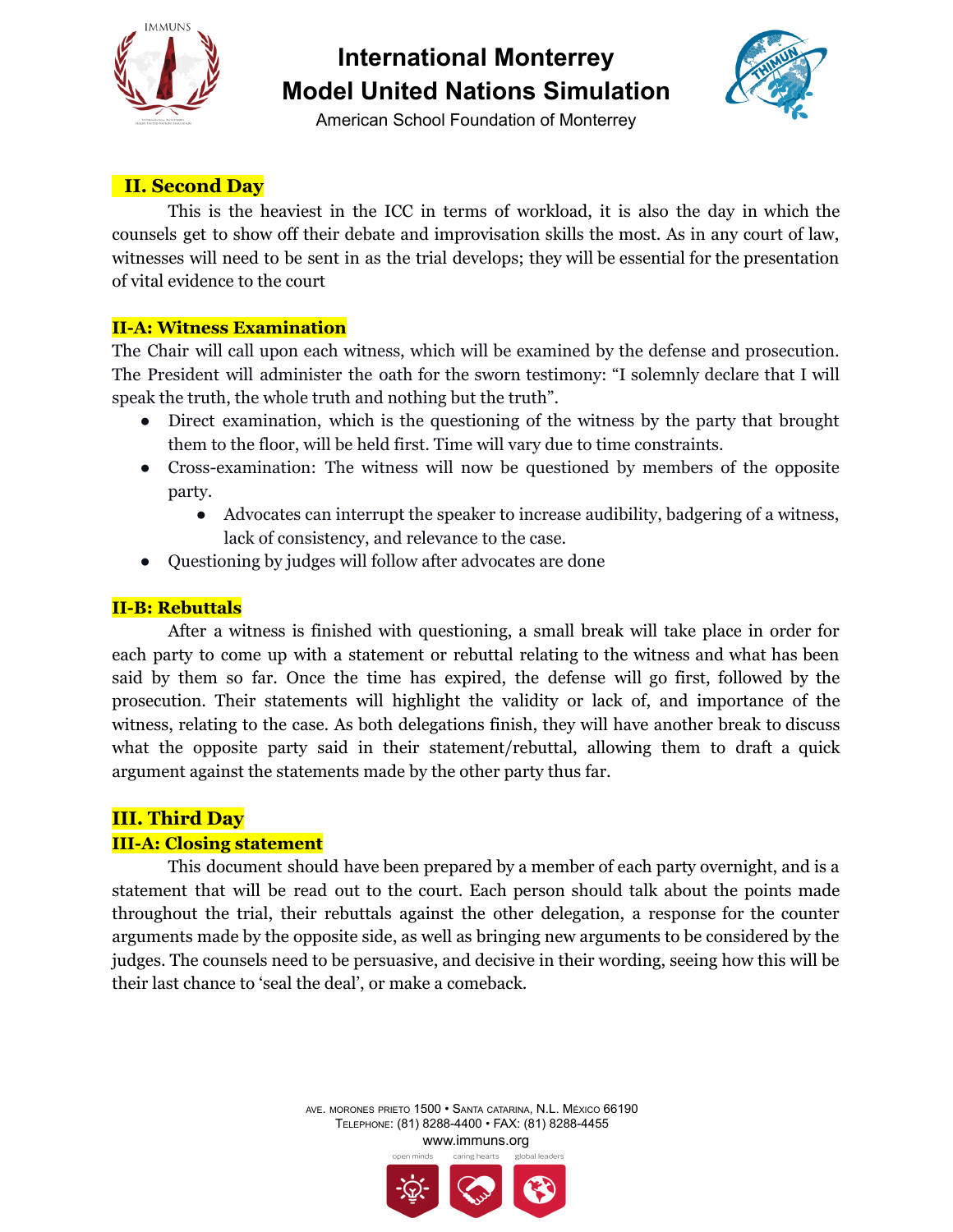## II. Second Day

This is the heaviest in the ICC in terms of workload, it is also the day in which the counsels get to show off their debate and improvisation skills the most. As in any court of law, witnesses will need to be sent in as the trial develops; they will be essential for the presentation of vital evidence to the court

### II-A: Witness Examination

The Chair will call upon each witness, which will be examined by the defense and prosecution. The President will administer the oath for the sworn testimony: "I solemnly declare that I will speak the truth, the whole truth and nothing but the truth".

- Direct examination, which is the questioning of the witness by the party that brought them to the floor, will be held first. Time will vary due to time constraints.
- Cross-examination: The witness will now be questioned by members of the opposite party.
    - Advocates can interrupt the speaker to increase audibility, badgering of a witness, lack of consistency, and relevance to the case.
- Questioning by judges will follow after advocates are done

### II-B: Rebuttals

After a witness is finished with questioning, a small break will take place in order for each party to come up with a statement or rebuttal relating to the witness and what has been said by them so far. Once the time has expired, the defense will go first, followed by the prosecution. Their statements will highlight the validity or lack of, and importance of the witness, relating to the case. As both delegations finish, they will have another break to discuss what the opposite party said in their statement/rebuttal, allowing them to draft a quick argument against the statements made by the other party thus far.

## III. Third Day

### III-A: Closing statement

This document should have been prepared by a member of each party overnight, and is a statement that will be read out to the court. Each person should talk about the points made throughout the trial, their rebuttals against the other delegation, a response for the counter arguments made by the opposite side, as well as bringing new arguments to be considered by the judges. The counsels need to be persuasive, and decisive in their wording, seeing how this will be their last chance to 'seal the deal', or make a comeback.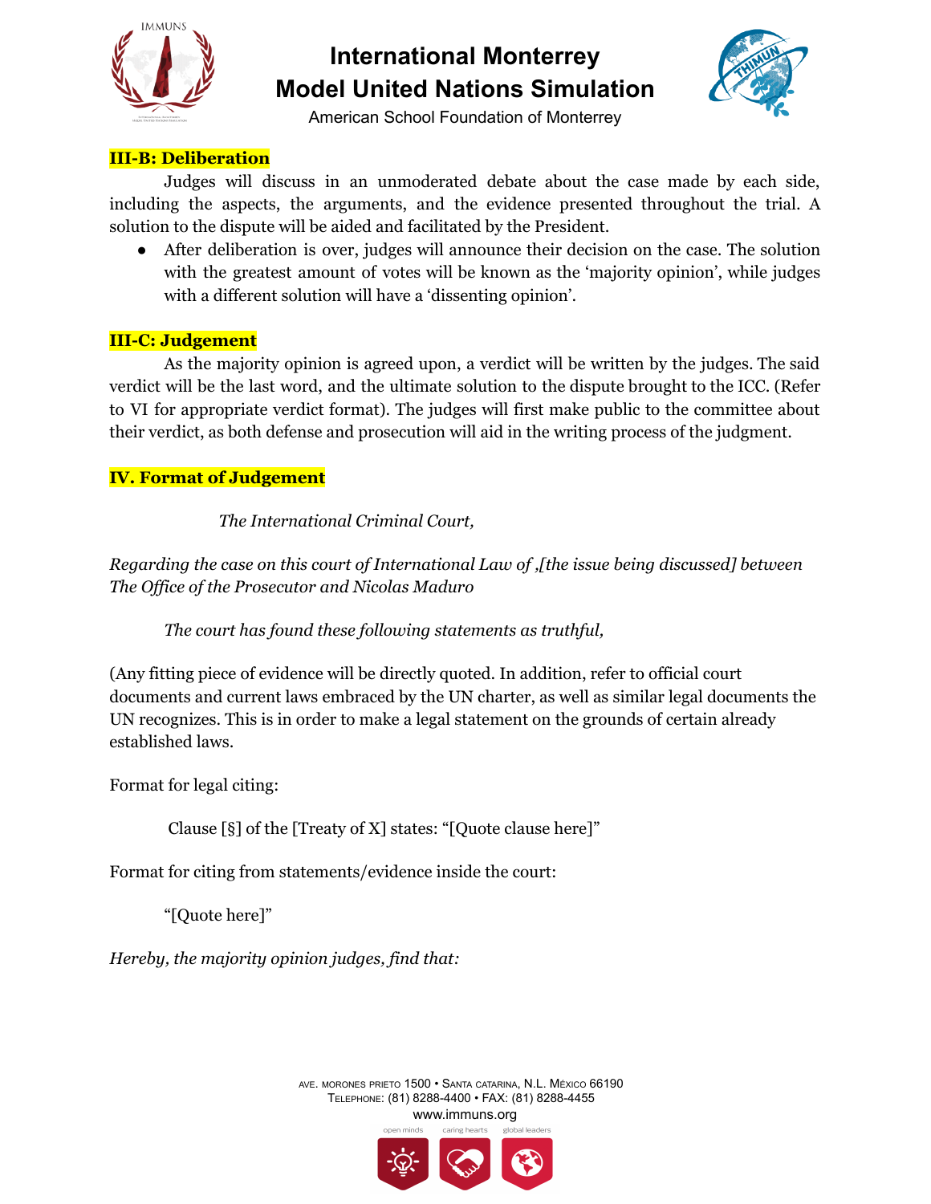### III-B: Deliberation

Judges will discuss in an unmoderated debate about the case made by each side, including the aspects, the arguments, and the evidence presented throughout the trial. A solution to the dispute will be aided and facilitated by the President.

- After deliberation is over, judges will announce their decision on the case. The solution with the greatest amount of votes will be known as the 'majority opinion', while judges with a different solution will have a 'dissenting opinion'.

### III-C: Judgement

As the majority opinion is agreed upon, a verdict will be written by the judges. The said verdict will be the last word, and the ultimate solution to the dispute brought to the ICC. (Refer to VI for appropriate verdict format). The judges will first make public to the committee about their verdict, as both defense and prosecution will aid in the writing process of the judgment.

## IV. Format of Judgement

*The International Criminal Court,*

*Regarding the case on this court of International Law of ,[the issue being discussed] between The Office of the Prosecutor and Nicolas Maduro*

*The court has found these following statements as truthful,*

(Any fitting piece of evidence will be directly quoted. In addition, refer to official court documents and current laws embraced by the UN charter, as well as similar legal documents the UN recognizes. This is in order to make a legal statement on the grounds of certain already established laws.

Format for legal citing:

Clause [§] of the [Treaty of X] states: "[Quote clause here]"

Format for citing from statements/evidence inside the court:

"[Quote here]"

*Hereby, the majority opinion judges, find that:*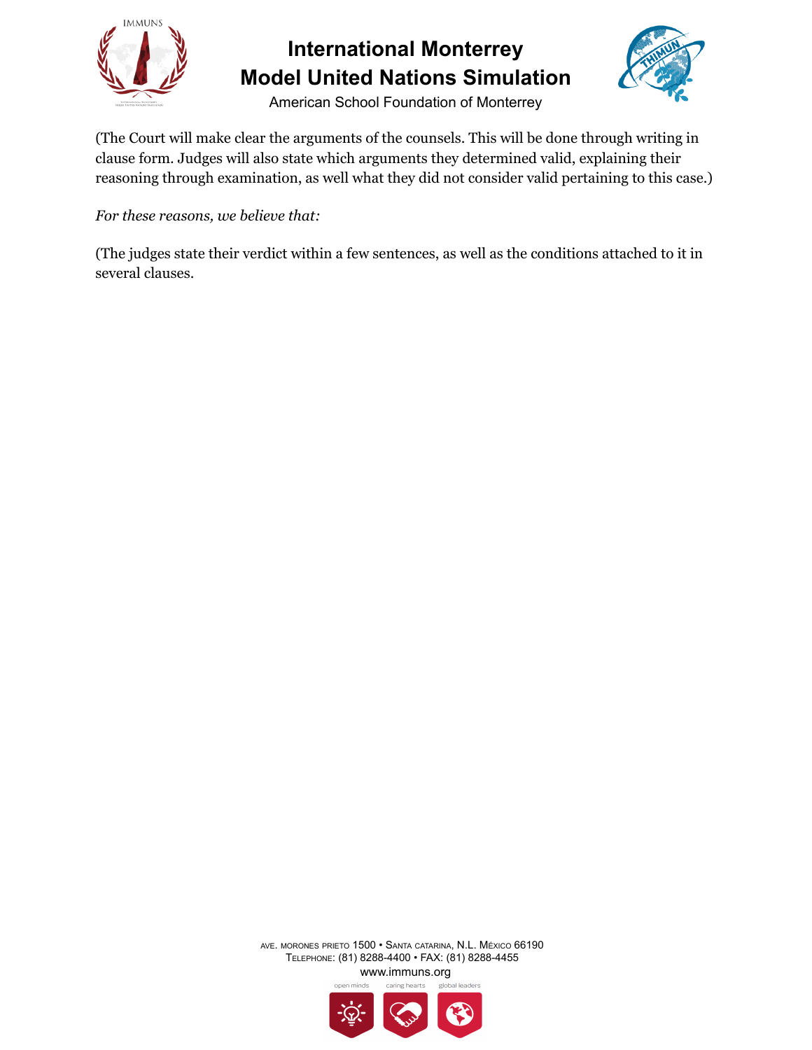(The Court will make clear the arguments of the counsels. This will be done through writing in clause form. Judges will also state which arguments they determined valid, explaining their reasoning through examination, as well what they did not consider valid pertaining to this case.)

*For these reasons, we believe that:*

(The judges state their verdict within a few sentences, as well as the conditions attached to it in several clauses.